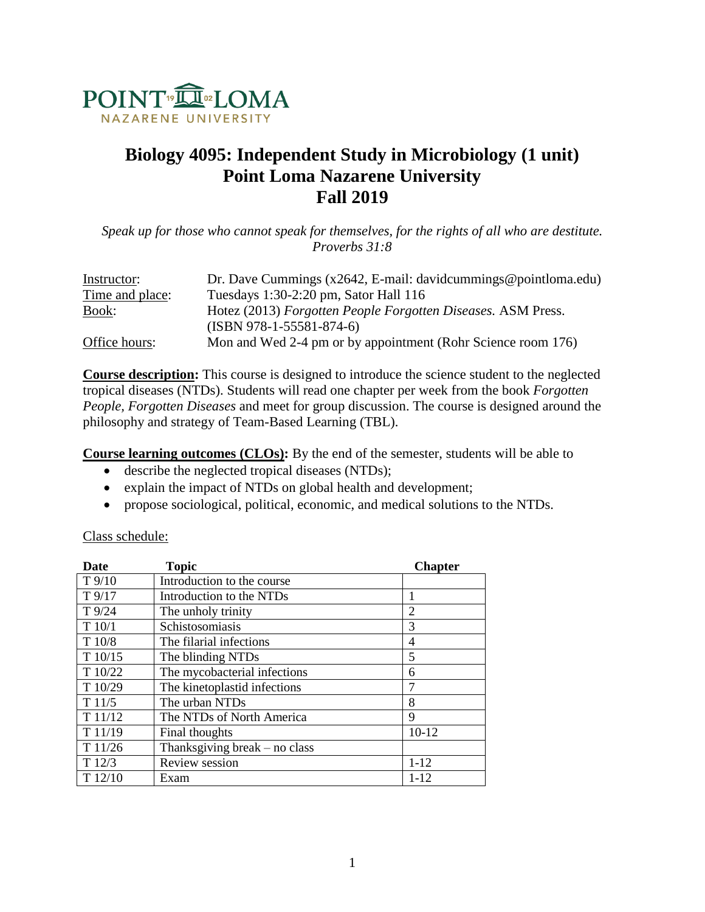POINT LOMA NAZARENE UNIVERSITY

# Biology 4095: Independent Study in Microbiology (1 unit)
# Point Loma Nazarene University
# Fall 2019

*Speak up for those who cannot speak for themselves, for the rights of all who are destitute.*
*Proverbs 31:8*

| | |
|---|---|
| Instructor: | Dr. Dave Cummings (x2642, E-mail: davidcummings@pointloma.edu) |
| Time and place: | Tuesdays 1:30-2:20 pm, Sator Hall 116 |
| Book: | Hotez (2013) *Forgotten People Forgotten Diseases.* ASM Press. (ISBN 978-1-55581-874-6) |
| Office hours: | Mon and Wed 2-4 pm or by appointment (Rohr Science room 176) |

**Course description:** This course is designed to introduce the science student to the neglected tropical diseases (NTDs). Students will read one chapter per week from the book *Forgotten People, Forgotten Diseases* and meet for group discussion. The course is designed around the philosophy and strategy of Team-Based Learning (TBL).

**Course learning outcomes (CLOs):** By the end of the semester, students will be able to

- describe the neglected tropical diseases (NTDs);
- explain the impact of NTDs on global health and development;
- propose sociological, political, economic, and medical solutions to the NTDs.

Class schedule:

| Date | Topic | Chapter |
|---|---|---|
| T 9/10 | Introduction to the course | |
| T 9/17 | Introduction to the NTDs | 1 |
| T 9/24 | The unholy trinity | 2 |
| T 10/1 | Schistosomiasis | 3 |
| T 10/8 | The filarial infections | 4 |
| T 10/15 | The blinding NTDs | 5 |
| T 10/22 | The mycobacterial infections | 6 |
| T 10/29 | The kinetoplastid infections | 7 |
| T 11/5 | The urban NTDs | 8 |
| T 11/12 | The NTDs of North America | 9 |
| T 11/19 | Final thoughts | 10-12 |
| T 11/26 | Thanksgiving break – no class | |
| T 12/3 | Review session | 1-12 |
| T 12/10 | Exam | 1-12 |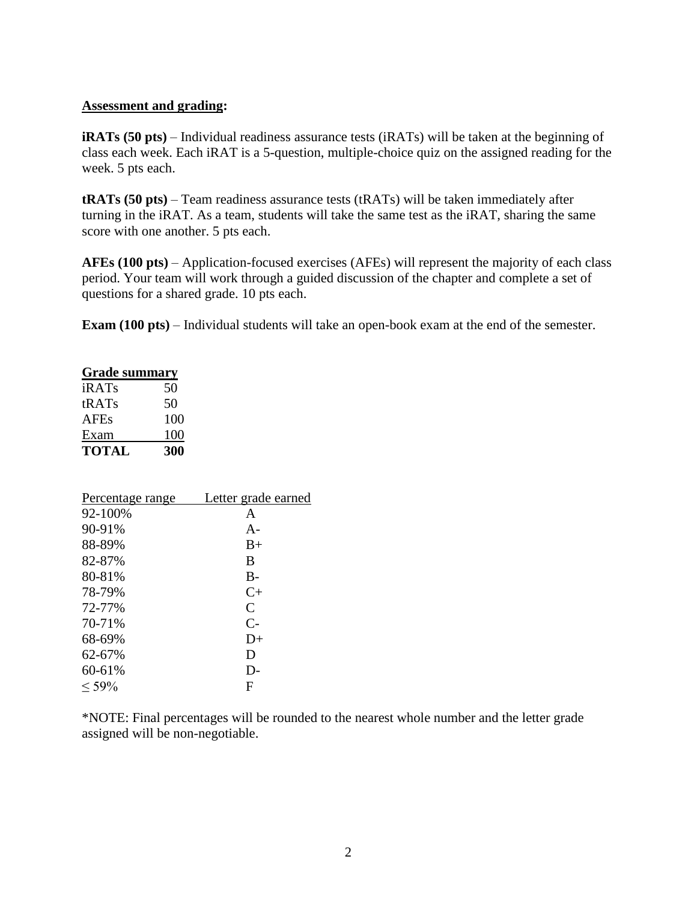**Assessment and grading:**

**iRATs (50 pts)** – Individual readiness assurance tests (iRATs) will be taken at the beginning of class each week. Each iRAT is a 5-question, multiple-choice quiz on the assigned reading for the week. 5 pts each.

**tRATs (50 pts)** – Team readiness assurance tests (tRATs) will be taken immediately after turning in the iRAT. As a team, students will take the same test as the iRAT, sharing the same score with one another. 5 pts each.

**AFEs (100 pts)** – Application-focused exercises (AFEs) will represent the majority of each class period. Your team will work through a guided discussion of the chapter and complete a set of questions for a shared grade. 10 pts each.

**Exam (100 pts)** – Individual students will take an open-book exam at the end of the semester.

| **Grade summary** | |
|---|---|
| iRATs | 50 |
| tRATs | 50 |
| AFEs | 100 |
| Exam | 100 |
| **TOTAL** | **300** |

| Percentage range | Letter grade earned |
|---|---|
| 92-100% | A |
| 90-91% | A- |
| 88-89% | B+ |
| 82-87% | B |
| 80-81% | B- |
| 78-79% | C+ |
| 72-77% | C |
| 70-71% | C- |
| 68-69% | D+ |
| 62-67% | D |
| 60-61% | D- |
| ≤ 59% | F |

*NOTE: Final percentages will be rounded to the nearest whole number and the letter grade assigned will be non-negotiable.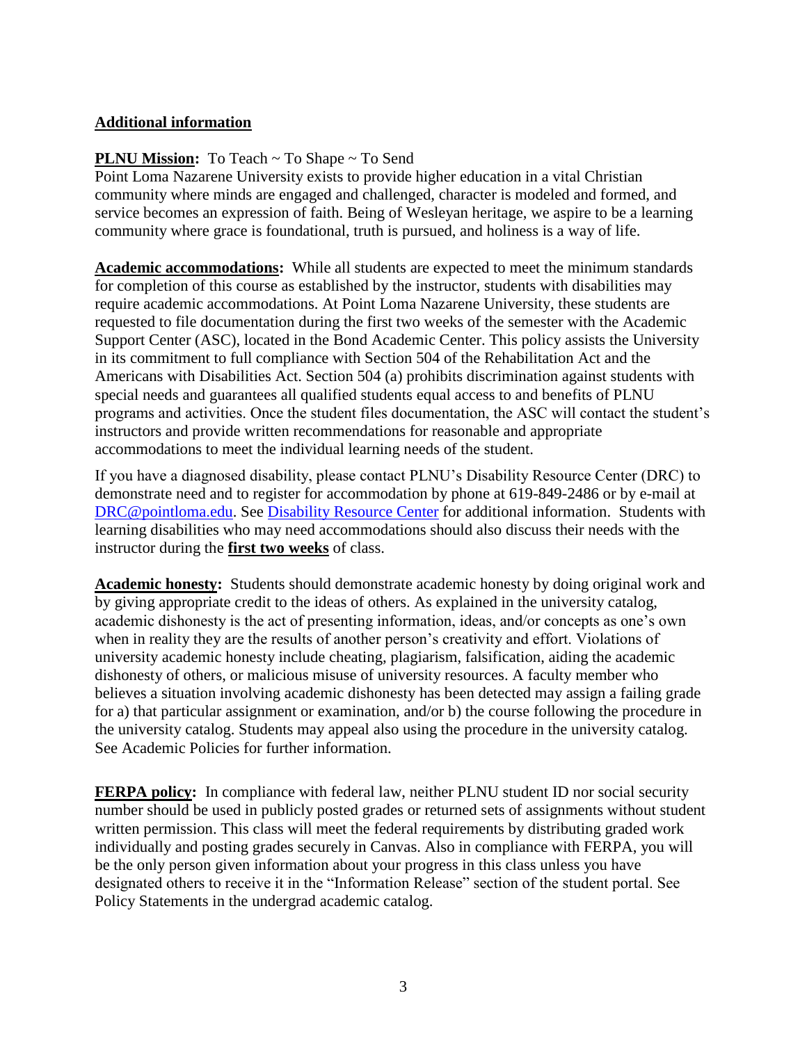## Additional information

**PLNU Mission:** To Teach ~ To Shape ~ To Send
Point Loma Nazarene University exists to provide higher education in a vital Christian community where minds are engaged and challenged, character is modeled and formed, and service becomes an expression of faith. Being of Wesleyan heritage, we aspire to be a learning community where grace is foundational, truth is pursued, and holiness is a way of life.

**Academic accommodations:** While all students are expected to meet the minimum standards for completion of this course as established by the instructor, students with disabilities may require academic accommodations. At Point Loma Nazarene University, these students are requested to file documentation during the first two weeks of the semester with the Academic Support Center (ASC), located in the Bond Academic Center. This policy assists the University in its commitment to full compliance with Section 504 of the Rehabilitation Act and the Americans with Disabilities Act. Section 504 (a) prohibits discrimination against students with special needs and guarantees all qualified students equal access to and benefits of PLNU programs and activities. Once the student files documentation, the ASC will contact the student's instructors and provide written recommendations for reasonable and appropriate accommodations to meet the individual learning needs of the student.

If you have a diagnosed disability, please contact PLNU's Disability Resource Center (DRC) to demonstrate need and to register for accommodation by phone at 619-849-2486 or by e-mail at DRC@pointloma.edu. See Disability Resource Center for additional information. Students with learning disabilities who may need accommodations should also discuss their needs with the instructor during the **first two weeks** of class.

**Academic honesty:** Students should demonstrate academic honesty by doing original work and by giving appropriate credit to the ideas of others. As explained in the university catalog, academic dishonesty is the act of presenting information, ideas, and/or concepts as one's own when in reality they are the results of another person's creativity and effort. Violations of university academic honesty include cheating, plagiarism, falsification, aiding the academic dishonesty of others, or malicious misuse of university resources. A faculty member who believes a situation involving academic dishonesty has been detected may assign a failing grade for a) that particular assignment or examination, and/or b) the course following the procedure in the university catalog. Students may appeal also using the procedure in the university catalog. See Academic Policies for further information.

**FERPA policy:** In compliance with federal law, neither PLNU student ID nor social security number should be used in publicly posted grades or returned sets of assignments without student written permission. This class will meet the federal requirements by distributing graded work individually and posting grades securely in Canvas. Also in compliance with FERPA, you will be the only person given information about your progress in this class unless you have designated others to receive it in the "Information Release" section of the student portal. See Policy Statements in the undergrad academic catalog.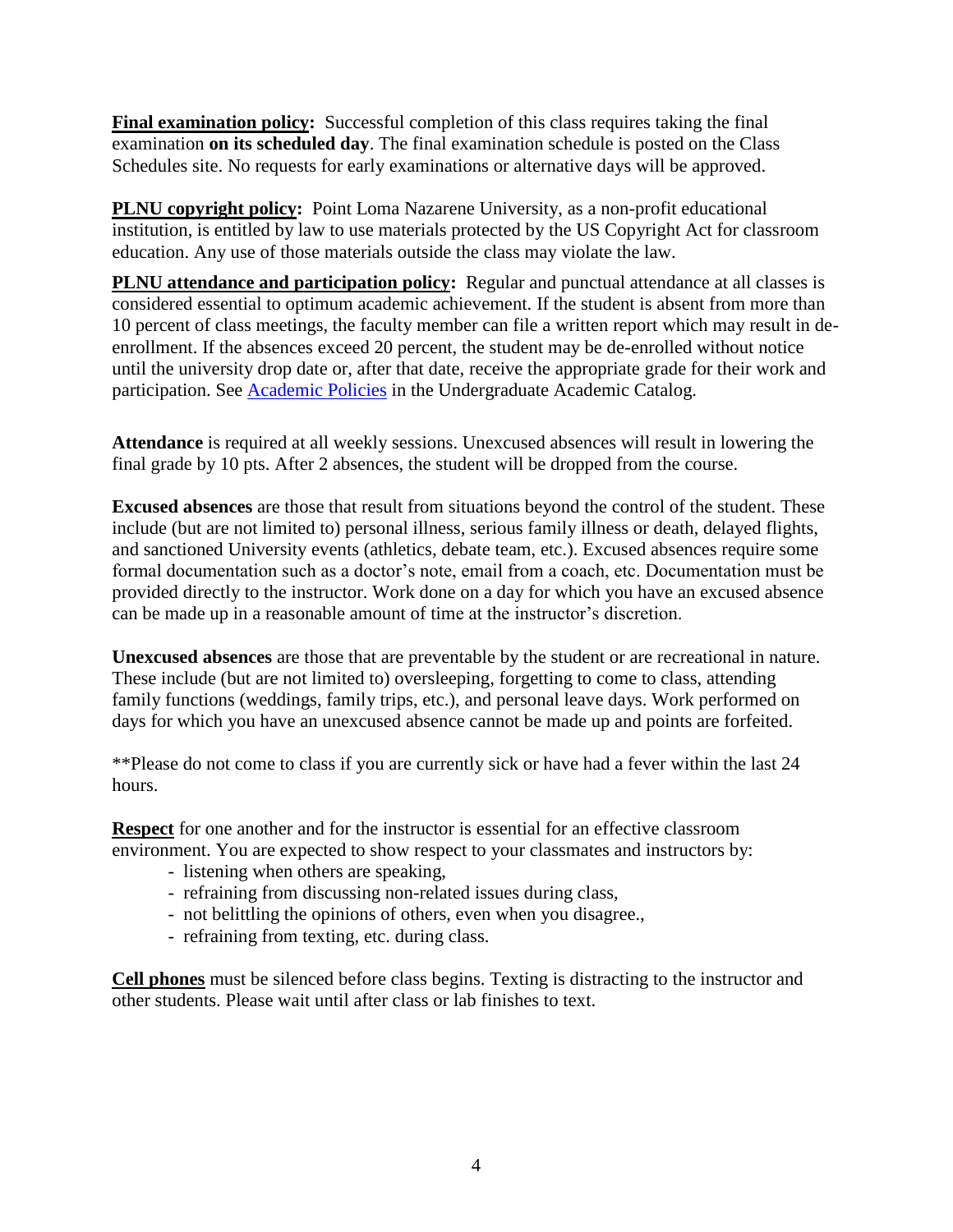**Final examination policy:** Successful completion of this class requires taking the final examination **on its scheduled day**. The final examination schedule is posted on the Class Schedules site. No requests for early examinations or alternative days will be approved.

**PLNU copyright policy:** Point Loma Nazarene University, as a non-profit educational institution, is entitled by law to use materials protected by the US Copyright Act for classroom education. Any use of those materials outside the class may violate the law.

**PLNU attendance and participation policy:** Regular and punctual attendance at all classes is considered essential to optimum academic achievement. If the student is absent from more than 10 percent of class meetings, the faculty member can file a written report which may result in de-enrollment. If the absences exceed 20 percent, the student may be de-enrolled without notice until the university drop date or, after that date, receive the appropriate grade for their work and participation. See Academic Policies in the Undergraduate Academic Catalog.

**Attendance** is required at all weekly sessions. Unexcused absences will result in lowering the final grade by 10 pts. After 2 absences, the student will be dropped from the course.

**Excused absences** are those that result from situations beyond the control of the student. These include (but are not limited to) personal illness, serious family illness or death, delayed flights, and sanctioned University events (athletics, debate team, etc.). Excused absences require some formal documentation such as a doctor's note, email from a coach, etc. Documentation must be provided directly to the instructor. Work done on a day for which you have an excused absence can be made up in a reasonable amount of time at the instructor's discretion.

**Unexcused absences** are those that are preventable by the student or are recreational in nature. These include (but are not limited to) oversleeping, forgetting to come to class, attending family functions (weddings, family trips, etc.), and personal leave days. Work performed on days for which you have an unexcused absence cannot be made up and points are forfeited.

**Please do not come to class if you are currently sick or have had a fever within the last 24 hours.

**Respect** for one another and for the instructor is essential for an effective classroom environment. You are expected to show respect to your classmates and instructors by:

- listening when others are speaking,
- refraining from discussing non-related issues during class,
- not belittling the opinions of others, even when you disagree.,
- refraining from texting, etc. during class.

**Cell phones** must be silenced before class begins. Texting is distracting to the instructor and other students. Please wait until after class or lab finishes to text.